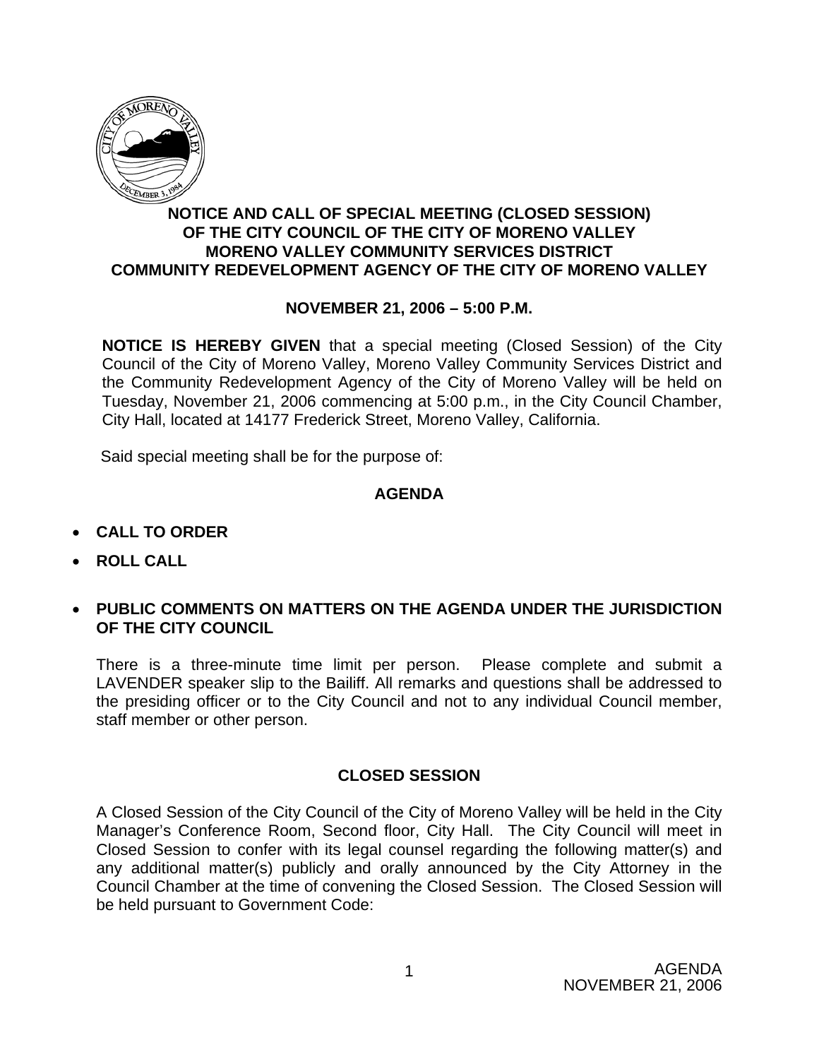**NOTICE AND CALL OF SPECIAL MEETING (CLOSED SESSION)**
**OF THE CITY COUNCIL OF THE CITY OF MORENO VALLEY**
**MORENO VALLEY COMMUNITY SERVICES DISTRICT**
**COMMUNITY REDEVELOPMENT AGENCY OF THE CITY OF MORENO VALLEY**

**NOVEMBER 21, 2006 – 5:00 P.M.**

**NOTICE IS HEREBY GIVEN** that a special meeting (Closed Session) of the City Council of the City of Moreno Valley, Moreno Valley Community Services District and the Community Redevelopment Agency of the City of Moreno Valley will be held on Tuesday, November 21, 2006 commencing at 5:00 p.m., in the City Council Chamber, City Hall, located at 14177 Frederick Street, Moreno Valley, California.

Said special meeting shall be for the purpose of:

## AGENDA

- **CALL TO ORDER**
- **ROLL CALL**
- **PUBLIC COMMENTS ON MATTERS ON THE AGENDA UNDER THE JURISDICTION OF THE CITY COUNCIL**

There is a three-minute time limit per person. Please complete and submit a LAVENDER speaker slip to the Bailiff. All remarks and questions shall be addressed to the presiding officer or to the City Council and not to any individual Council member, staff member or other person.

## CLOSED SESSION

A Closed Session of the City Council of the City of Moreno Valley will be held in the City Manager's Conference Room, Second floor, City Hall. The City Council will meet in Closed Session to confer with its legal counsel regarding the following matter(s) and any additional matter(s) publicly and orally announced by the City Attorney in the Council Chamber at the time of convening the Closed Session. The Closed Session will be held pursuant to Government Code: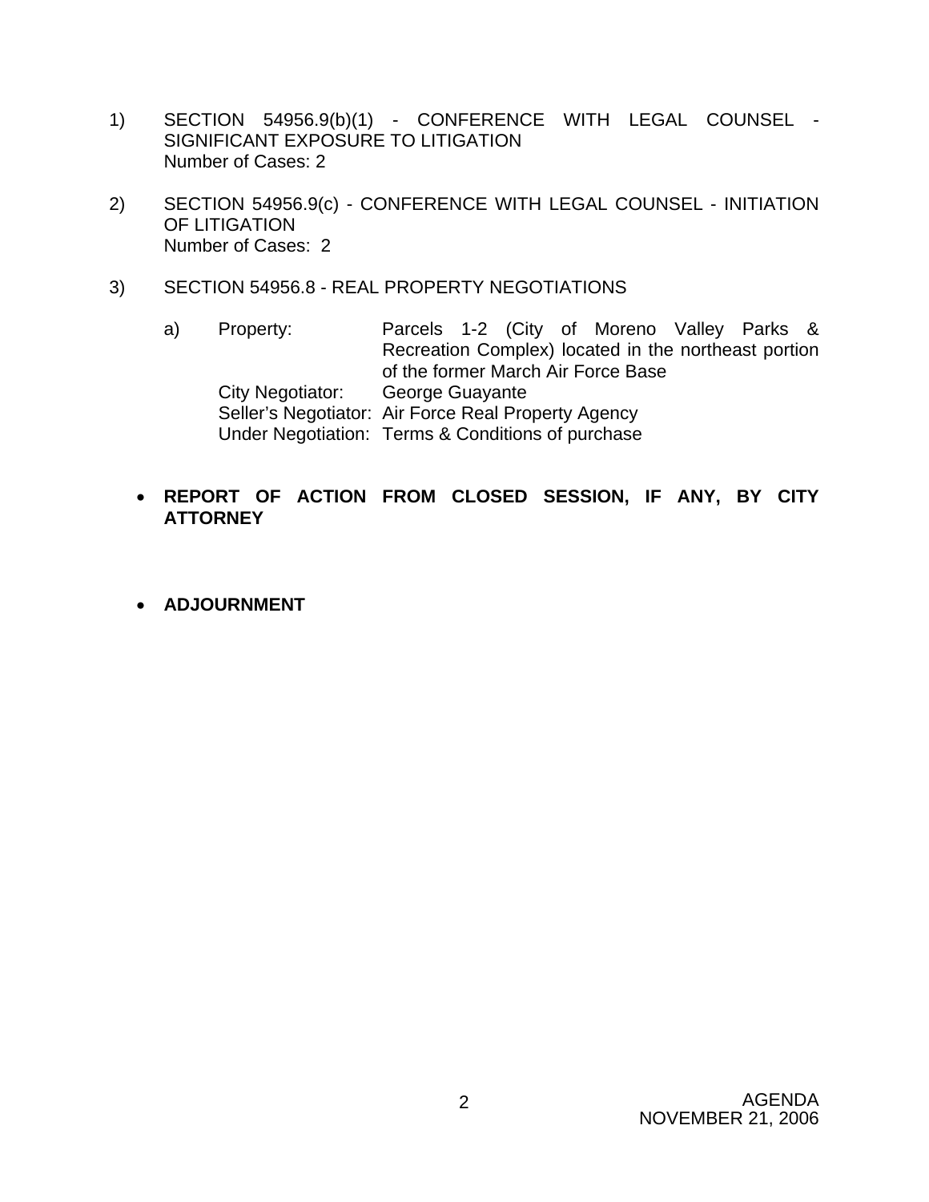1) SECTION 54956.9(b)(1) - CONFERENCE WITH LEGAL COUNSEL - SIGNIFICANT EXPOSURE TO LITIGATION
   Number of Cases: 2

2) SECTION 54956.9(c) - CONFERENCE WITH LEGAL COUNSEL - INITIATION OF LITIGATION
   Number of Cases: 2

3) SECTION 54956.8 - REAL PROPERTY NEGOTIATIONS

   a) Property: Parcels 1-2 (City of Moreno Valley Parks & Recreation Complex) located in the northeast portion of the former March Air Force Base
      City Negotiator: George Guayante
      Seller's Negotiator: Air Force Real Property Agency
      Under Negotiation: Terms & Conditions of purchase

- **REPORT OF ACTION FROM CLOSED SESSION, IF ANY, BY CITY ATTORNEY**

- **ADJOURNMENT**